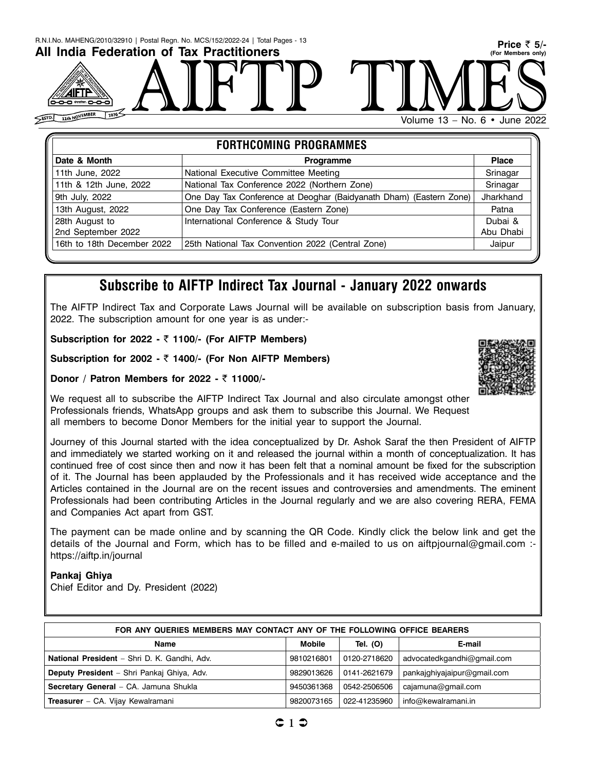R.N.I.No. MAHENG/2010/32910 | Postal Regn. No. MCS/152/2022-24 | Total Pages - 13

**Price ₹ 5/-**
**(For Members only)**

**All India Federation of Tax Practitioners**

# AIFTP TIMES

ESTD. 11th NOVEMBER 1976

Volume 13 – No. 6 • June 2022

## FORTHCOMING PROGRAMMES

| Date & Month | Programme | Place |
|---|---|---|
| 11th June, 2022 | National Executive Committee Meeting | Srinagar |
| 11th & 12th June, 2022 | National Tax Conference 2022 (Northern Zone) | Srinagar |
| 9th July, 2022 | One Day Tax Conference at Deoghar (Baidyanath Dham) (Eastern Zone) | Jharkhand |
| 13th August, 2022 | One Day Tax Conference (Eastern Zone) | Patna |
| 28th August to 2nd September 2022 | International Conference & Study Tour | Dubai & Abu Dhabi |
| 16th to 18th December 2022 | 25th National Tax Convention 2022 (Central Zone) | Jaipur |

## Subscribe to AIFTP Indirect Tax Journal - January 2022 onwards

The AIFTP Indirect Tax and Corporate Laws Journal will be available on subscription basis from January, 2022. The subscription amount for one year is as under:-

**Subscription for 2022 - ₹ 1100/- (For AIFTP Members)**

**Subscription for 2002 - ₹ 1400/- (For Non AIFTP Members)**

**Donor / Patron Members for 2022 - ₹ 11000/-**

We request all to subscribe the AIFTP Indirect Tax Journal and also circulate amongst other Professionals friends, WhatsApp groups and ask them to subscribe this Journal. We Request all members to become Donor Members for the initial year to support the Journal.

Journey of this Journal started with the idea conceptualized by Dr. Ashok Saraf the then President of AIFTP and immediately we started working on it and released the journal within a month of conceptualization. It has continued free of cost since then and now it has been felt that a nominal amount be fixed for the subscription of it. The Journal has been applauded by the Professionals and it has received wide acceptance and the Articles contained in the Journal are on the recent issues and controversies and amendments. The eminent Professionals had been contributing Articles in the Journal regularly and we are also covering RERA, FEMA and Companies Act apart from GST.

The payment can be made online and by scanning the QR Code. Kindly click the below link and get the details of the Journal and Form, which has to be filled and e-mailed to us on aiftpjournal@gmail.com :- https://aiftp.in/journal

**Pankaj Ghiya**
Chief Editor and Dy. President (2022)

| FOR ANY QUERIES MEMBERS MAY CONTACT ANY OF THE FOLLOWING OFFICE BEARERS | | | |
|---|---|---|---|
| **Name** | **Mobile** | **Tel. (O)** | **E-mail** |
| **National President** – Shri D. K. Gandhi, Adv. | 9810216801 | 0120-2718620 | advocatedkgandhi@gmail.com |
| **Deputy President** – Shri Pankaj Ghiya, Adv. | 9829013626 | 0141-2621679 | pankajghiyajaipur@gmail.com |
| **Secretary General** – CA. Jamuna Shukla | 9450361368 | 0542-2506506 | cajamuna@gmail.com |
| **Treasurer** – CA. Vijay Kewalramani | 9820073165 | 022-41235960 | info@kewalramani.in |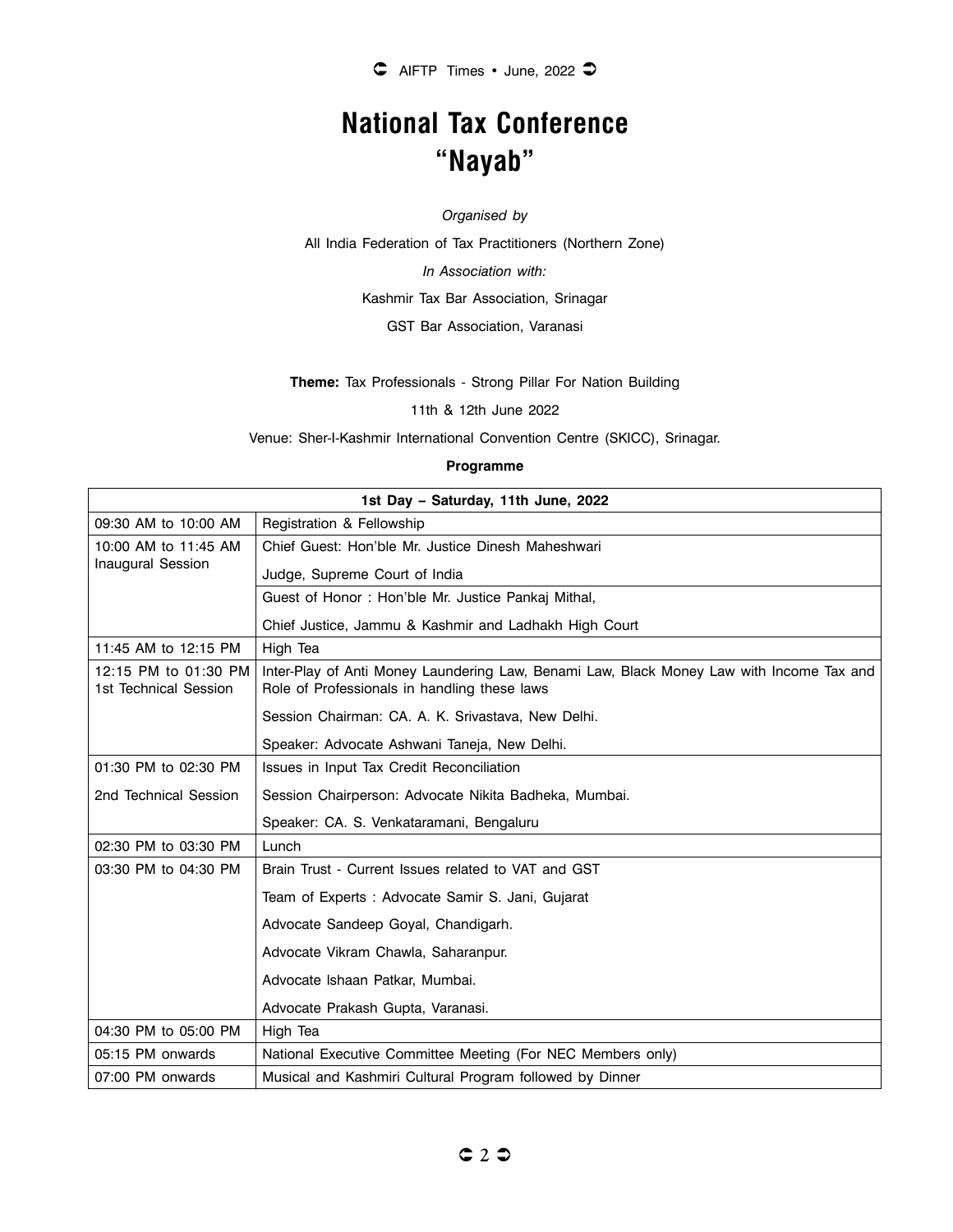# National Tax Conference
# "Nayab"

*Organised by*

All India Federation of Tax Practitioners (Northern Zone)

*In Association with:*

Kashmir Tax Bar Association, Srinagar

GST Bar Association, Varanasi

**Theme:** Tax Professionals - Strong Pillar For Nation Building

11th & 12th June 2022

Venue: Sher-I-Kashmir International Convention Centre (SKICC), Srinagar.

**Programme**

| 1st Day – Saturday, 11th June, 2022 | |
|---|---|
| 09:30 AM to 10:00 AM | Registration & Fellowship |
| 10:00 AM to 11:45 AM Inaugural Session | Chief Guest: Hon'ble Mr. Justice Dinesh Maheshwari<br>Judge, Supreme Court of India |
| | Guest of Honor : Hon'ble Mr. Justice Pankaj Mithal,<br>Chief Justice, Jammu & Kashmir and Ladhakh High Court |
| 11:45 AM to 12:15 PM | High Tea |
| 12:15 PM to 01:30 PM 1st Technical Session | Inter-Play of Anti Money Laundering Law, Benami Law, Black Money Law with Income Tax and Role of Professionals in handling these laws<br>Session Chairman: CA. A. K. Srivastava, New Delhi.<br>Speaker: Advocate Ashwani Taneja, New Delhi. |
| 01:30 PM to 02:30 PM<br>2nd Technical Session | Issues in Input Tax Credit Reconciliation<br>Session Chairperson: Advocate Nikita Badheka, Mumbai.<br>Speaker: CA. S. Venkataramani, Bengaluru |
| 02:30 PM to 03:30 PM | Lunch |
| 03:30 PM to 04:30 PM | Brain Trust - Current Issues related to VAT and GST<br>Team of Experts : Advocate Samir S. Jani, Gujarat<br>Advocate Sandeep Goyal, Chandigarh.<br>Advocate Vikram Chawla, Saharanpur.<br>Advocate Ishaan Patkar, Mumbai.<br>Advocate Prakash Gupta, Varanasi. |
| 04:30 PM to 05:00 PM | High Tea |
| 05:15 PM onwards | National Executive Committee Meeting (For NEC Members only) |
| 07:00 PM onwards | Musical and Kashmiri Cultural Program followed by Dinner |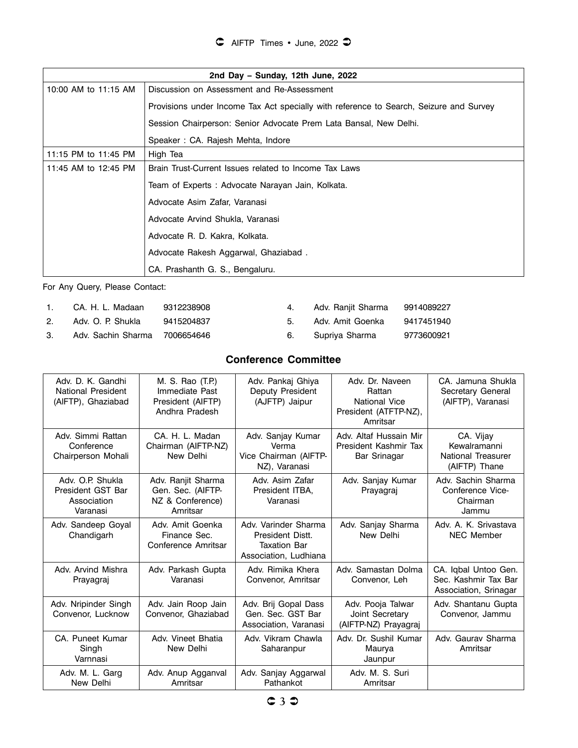| 2nd Day – Sunday, 12th June, 2022 | |
|---|---|
| 10:00 AM to 11:15 AM | Discussion on Assessment and Re-Assessment<br>Provisions under Income Tax Act specially with reference to Search, Seizure and Survey<br>Session Chairperson: Senior Advocate Prem Lata Bansal, New Delhi.<br>Speaker : CA. Rajesh Mehta, Indore |
| 11:15 PM to 11:45 PM | High Tea |
| 11:45 AM to 12:45 PM | Brain Trust-Current Issues related to Income Tax Laws<br>Team of Experts : Advocate Narayan Jain, Kolkata.<br>Advocate Asim Zafar, Varanasi<br>Advocate Arvind Shukla, Varanasi<br>Advocate R. D. Kakra, Kolkata.<br>Advocate Rakesh Aggarwal, Ghaziabad .<br>CA. Prashanth G. S., Bengaluru. |

For Any Query, Please Contact:

1. CA. H. L. Madaan 9312238908
2. Adv. O. P. Shukla 9415204837
3. Adv. Sachin Sharma 7006654646
4. Adv. Ranjit Sharma 9914089227
5. Adv. Amit Goenka 9417451940
6. Supriya Sharma 9773600921

## Conference Committee

| | | | | |
|---|---|---|---|---|
| Adv. D. K. Gandhi<br>National President<br>(AIFTP), Ghaziabad | M. S. Rao (T.P.)<br>Immediate Past<br>President (AIFTP)<br>Andhra Pradesh | Adv. Pankaj Ghiya<br>Deputy President<br>(AJFTP) Jaipur | Adv. Dr. Naveen<br>Rattan<br>National Vice<br>President (ATFTP-NZ),<br>Amritsar | CA. Jamuna Shukla<br>Secretary General<br>(AIFTP), Varanasi |
| Adv. Simmi Rattan<br>Conference<br>Chairperson Mohali | CA. H. L. Madan<br>Chairman (AIFTP-NZ)<br>New Delhi | Adv. Sanjay Kumar<br>Verma<br>Vice Chairman (AIFTP-<br>NZ), Varanasi | Adv. Altaf Hussain Mir<br>President Kashmir Tax<br>Bar Srinagar | CA. Vijay<br>Kewalramanni<br>National Treasurer<br>(AIFTP) Thane |
| Adv. O.P. Shukla<br>President GST Bar<br>Association<br>Varanasi | Adv. Ranjit Sharma<br>Gen. Sec. (AIFTP-<br>NZ & Conference)<br>Amritsar | Adv. Asim Zafar<br>President ITBA,<br>Varanasi | Adv. Sanjay Kumar<br>Prayagraj | Adv. Sachin Sharma<br>Conference Vice-<br>Chairman<br>Jammu |
| Adv. Sandeep Goyal<br>Chandigarh | Adv. Amit Goenka<br>Finance Sec.<br>Conference Amritsar | Adv. Varinder Sharma<br>President Distt.<br>Taxation Bar<br>Association, Ludhiana | Adv. Sanjay Sharma<br>New Delhi | Adv. A. K. Srivastava<br>NEC Member |
| Adv. Arvind Mishra<br>Prayagraj | Adv. Parkash Gupta<br>Varanasi | Adv. Rimika Khera<br>Convenor, Amritsar | Adv. Samastan Dolma<br>Convenor, Leh | CA. Iqbal Untoo Gen.<br>Sec. Kashmir Tax Bar<br>Association, Srinagar |
| Adv. Nripinder Singh<br>Convenor, Lucknow | Adv. Jain Roop Jain<br>Convenor, Ghaziabad | Adv. Brij Gopal Dass<br>Gen. Sec. GST Bar<br>Association, Varanasi | Adv. Pooja Talwar<br>Joint Secretary<br>(AIFTP-NZ) Prayagraj | Adv. Shantanu Gupta<br>Convenor, Jammu |
| CA. Puneet Kumar<br>Singh<br>Varnnasi | Adv. Vineet Bhatia<br>New Delhi | Adv. Vikram Chawla<br>Saharanpur | Adv. Dr. Sushil Kumar<br>Maurya<br>Jaunpur | Adv. Gaurav Sharma<br>Amritsar |
| Adv. M. L. Garg<br>New Delhi | Adv. Anup Agganval<br>Amritsar | Adv. Sanjay Aggarwal<br>Pathankot | Adv. M. S. Suri<br>Amritsar | |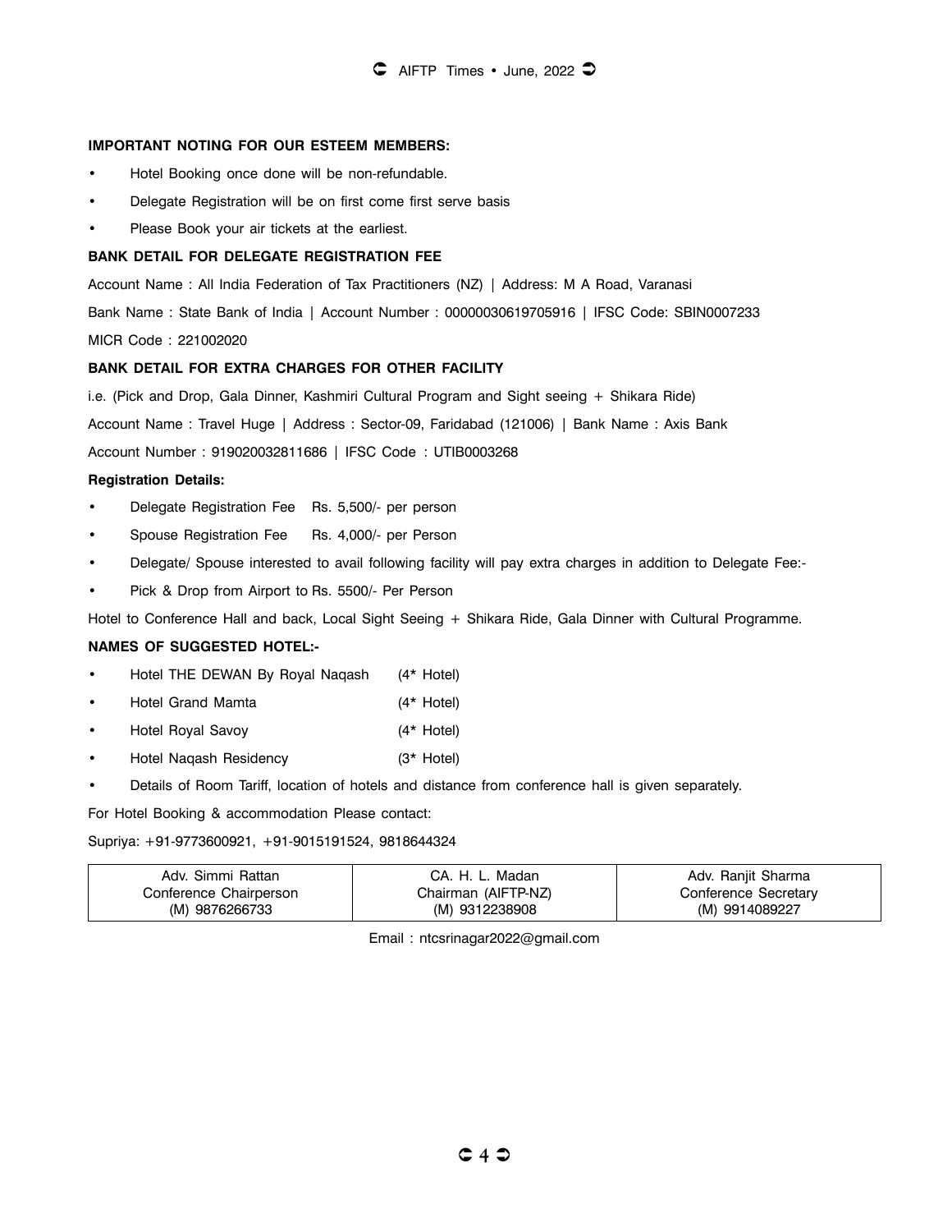**IMPORTANT NOTING FOR OUR ESTEEM MEMBERS:**

- Hotel Booking once done will be non-refundable.
- Delegate Registration will be on first come first serve basis
- Please Book your air tickets at the earliest.

**BANK DETAIL FOR DELEGATE REGISTRATION FEE**

Account Name : All India Federation of Tax Practitioners (NZ) | Address: M A Road, Varanasi

Bank Name : State Bank of India | Account Number : 00000030619705916 | IFSC Code: SBIN0007233

MICR Code : 221002020

**BANK DETAIL FOR EXTRA CHARGES FOR OTHER FACILITY**

i.e. (Pick and Drop, Gala Dinner, Kashmiri Cultural Program and Sight seeing + Shikara Ride)

Account Name : Travel Huge | Address : Sector-09, Faridabad (121006) | Bank Name : Axis Bank

Account Number : 919020032811686 | IFSC Code : UTIB0003268

**Registration Details:**

- Delegate Registration Fee Rs. 5,500/- per person
- Spouse Registration Fee Rs. 4,000/- per Person
- Delegate/ Spouse interested to avail following facility will pay extra charges in addition to Delegate Fee:-
- Pick & Drop from Airport to Rs. 5500/- Per Person

Hotel to Conference Hall and back, Local Sight Seeing + Shikara Ride, Gala Dinner with Cultural Programme.

**NAMES OF SUGGESTED HOTEL:-**

- Hotel THE DEWAN By Royal Naqash (4* Hotel)
- Hotel Grand Mamta (4* Hotel)
- Hotel Royal Savoy (4* Hotel)
- Hotel Naqash Residency (3* Hotel)
- Details of Room Tariff, location of hotels and distance from conference hall is given separately.

For Hotel Booking & accommodation Please contact:

Supriya: +91-9773600921, +91-9015191524, 9818644324

| Adv. Simmi Rattan | CA. H. L. Madan | Adv. Ranjit Sharma |
|---|---|---|
| Conference Chairperson | Chairman (AIFTP-NZ) | Conference Secretary |
| (M) 9876266733 | (M) 9312238908 | (M) 9914089227 |

Email : ntcsrinagar2022@gmail.com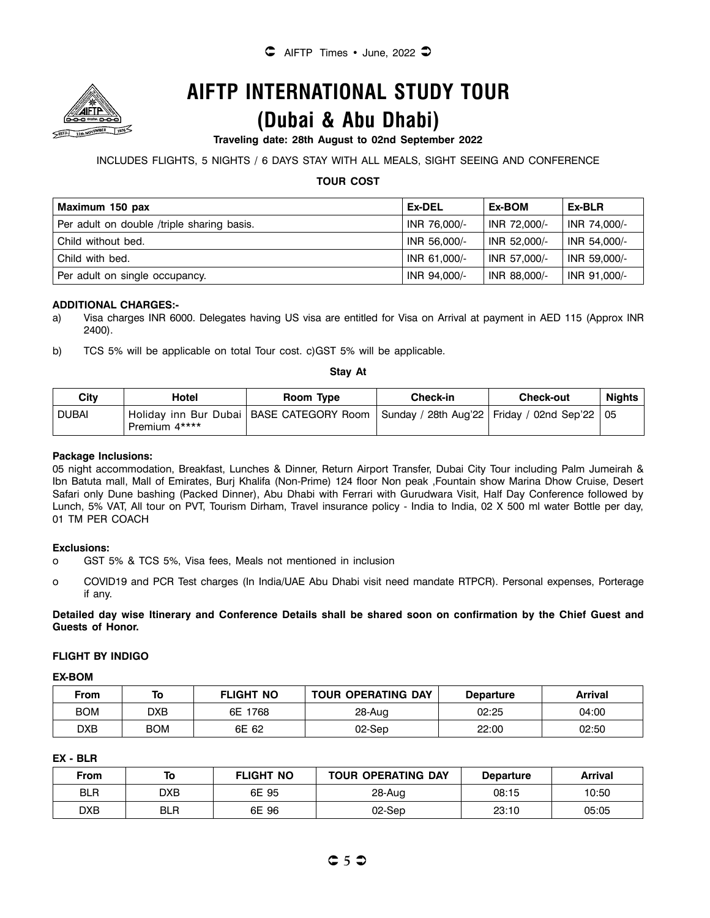# AIFTP INTERNATIONAL STUDY TOUR

# (Dubai & Abu Dhabi)

**Traveling date: 28th August to 02nd September 2022**

INCLUDES FLIGHTS, 5 NIGHTS / 6 DAYS STAY WITH ALL MEALS, SIGHT SEEING AND CONFERENCE

**TOUR COST**

| Maximum 150 pax | Ex-DEL | Ex-BOM | Ex-BLR |
|---|---|---|---|
| Per adult on double /triple sharing basis. | INR 76,000/- | INR 72,000/- | INR 74,000/- |
| Child without bed. | INR 56,000/- | INR 52,000/- | INR 54,000/- |
| Child with bed. | INR 61,000/- | INR 57,000/- | INR 59,000/- |
| Per adult on single occupancy. | INR 94,000/- | INR 88,000/- | INR 91,000/- |

**ADDITIONAL CHARGES:-**

a) Visa charges INR 6000. Delegates having US visa are entitled for Visa on Arrival at payment in AED 115 (Approx INR 2400).

b) TCS 5% will be applicable on total Tour cost. c)GST 5% will be applicable.

**Stay At**

| City | Hotel | Room Type | Check-in | Check-out | Nights |
|---|---|---|---|---|---|
| DUBAI | Holiday inn Bur Dubai Premium 4**** | BASE CATEGORY Room | Sunday / 28th Aug'22 | Friday / 02nd Sep'22 | 05 |

**Package Inclusions:**

05 night accommodation, Breakfast, Lunches & Dinner, Return Airport Transfer, Dubai City Tour including Palm Jumeirah & Ibn Batuta mall, Mall of Emirates, Burj Khalifa (Non-Prime) 124 floor Non peak ,Fountain show Marina Dhow Cruise, Desert Safari only Dune bashing (Packed Dinner), Abu Dhabi with Ferrari with Gurudwara Visit, Half Day Conference followed by Lunch, 5% VAT, All tour on PVT, Tourism Dirham, Travel insurance policy - India to India, 02 X 500 ml water Bottle per day, 01 TM PER COACH

**Exclusions:**

- GST 5% & TCS 5%, Visa fees, Meals not mentioned in inclusion
- COVID19 and PCR Test charges (In India/UAE Abu Dhabi visit need mandate RTPCR). Personal expenses, Porterage if any.

**Detailed day wise Itinerary and Conference Details shall be shared soon on confirmation by the Chief Guest and Guests of Honor.**

**FLIGHT BY INDIGO**

**EX-BOM**

| From | To | FLIGHT NO | TOUR OPERATING DAY | Departure | Arrival |
|---|---|---|---|---|---|
| BOM | DXB | 6E 1768 | 28-Aug | 02:25 | 04:00 |
| DXB | BOM | 6E 62 | 02-Sep | 22:00 | 02:50 |

**EX - BLR**

| From | To | FLIGHT NO | TOUR OPERATING DAY | Departure | Arrival |
|---|---|---|---|---|---|
| BLR | DXB | 6E 95 | 28-Aug | 08:15 | 10:50 |
| DXB | BLR | 6E 96 | 02-Sep | 23:10 | 05:05 |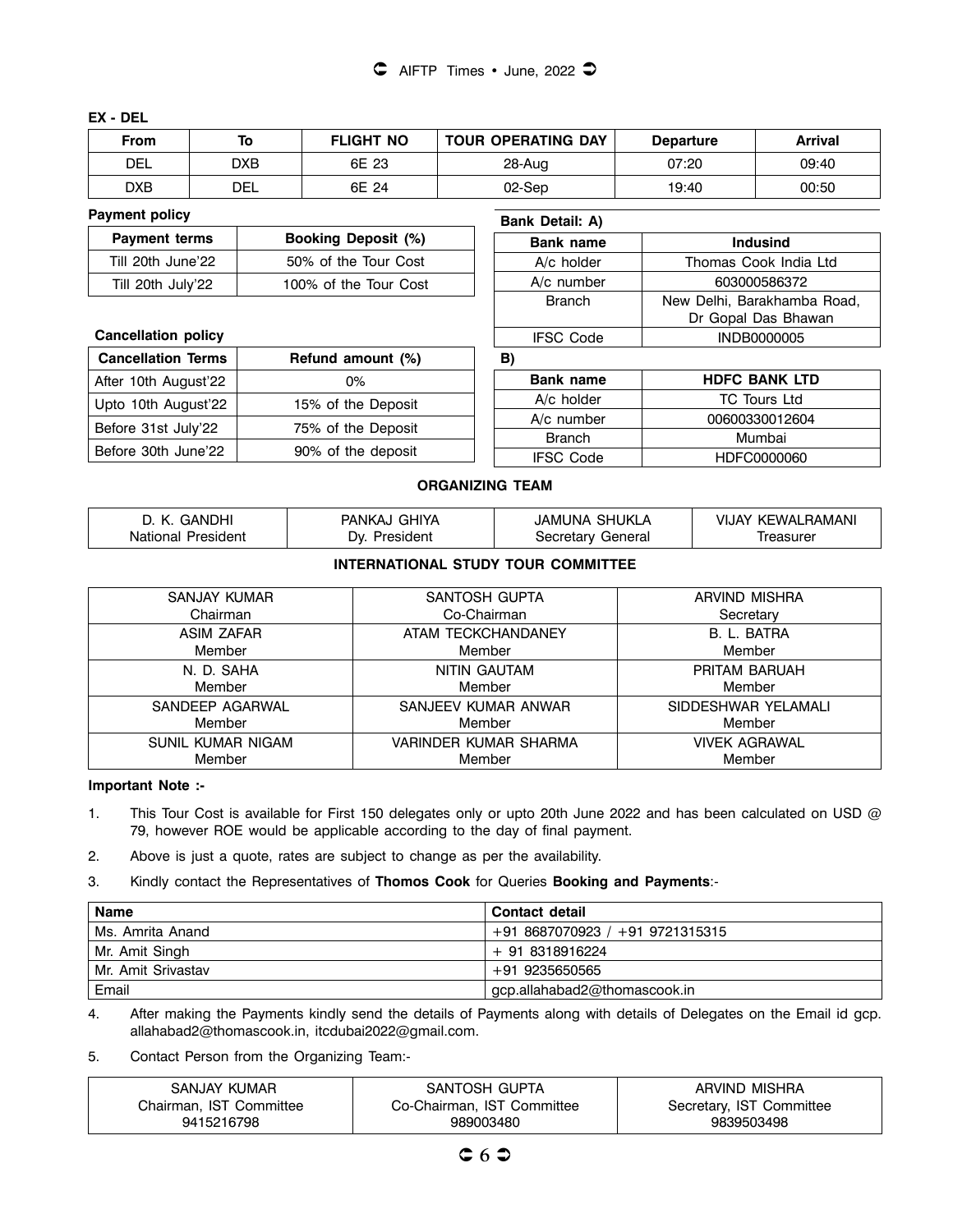**EX - DEL**

| From | To | FLIGHT NO | TOUR OPERATING DAY | Departure | Arrival |
|---|---|---|---|---|---|
| DEL | DXB | 6E 23 | 28-Aug | 07:20 | 09:40 |
| DXB | DEL | 6E 24 | 02-Sep | 19:40 | 00:50 |

**Payment policy**

| Payment terms | Booking Deposit (%) |
|---|---|
| Till 20th June'22 | 50% of the Tour Cost |
| Till 20th July'22 | 100% of the Tour Cost |

**Cancellation policy**

| Cancellation Terms | Refund amount (%) |
|---|---|
| After 10th August'22 | 0% |
| Upto 10th August'22 | 15% of the Deposit |
| Before 31st July'22 | 75% of the Deposit |
| Before 30th June'22 | 90% of the deposit |

**Bank Detail: A)**

| Bank name | Indusind |
|---|---|
| A/c holder | Thomas Cook India Ltd |
| A/c number | 603000586372 |
| Branch | New Delhi, Barakhamba Road, Dr Gopal Das Bhawan |
| IFSC Code | INDB0000005 |

**B)**

| Bank name | HDFC BANK LTD |
|---|---|
| A/c holder | TC Tours Ltd |
| A/c number | 00600330012604 |
| Branch | Mumbai |
| IFSC Code | HDFC0000060 |

## ORGANIZING TEAM

| D. K. GANDHI<br>National President | PANKAJ GHIYA<br>Dy. President | JAMUNA SHUKLA<br>Secretary General | VIJAY KEWALRAMANI<br>Treasurer |
|---|---|---|---|

## INTERNATIONAL STUDY TOUR COMMITTEE

| | | |
|---|---|---|
| SANJAY KUMAR<br>Chairman | SANTOSH GUPTA<br>Co-Chairman | ARVIND MISHRA<br>Secretary |
| ASIM ZAFAR<br>Member | ATAM TECKCHANDANEY<br>Member | B. L. BATRA<br>Member |
| N. D. SAHA<br>Member | NITIN GAUTAM<br>Member | PRITAM BARUAH<br>Member |
| SANDEEP AGARWAL<br>Member | SANJEEV KUMAR ANWAR<br>Member | SIDDESHWAR YELAMALI<br>Member |
| SUNIL KUMAR NIGAM<br>Member | VARINDER KUMAR SHARMA<br>Member | VIVEK AGRAWAL<br>Member |

**Important Note :-**

1. This Tour Cost is available for First 150 delegates only or upto 20th June 2022 and has been calculated on USD @ 79, however ROE would be applicable according to the day of final payment.
2. Above is just a quote, rates are subject to change as per the availability.
3. Kindly contact the Representatives of **Thomos Cook** for Queries **Booking and Payments**:-

| Name | Contact detail |
|---|---|
| Ms. Amrita Anand | +91 8687070923 / +91 9721315315 |
| Mr. Amit Singh | + 91 8318916224 |
| Mr. Amit Srivastav | +91 9235650565 |
| Email | gcp.allahabad2@thomascook.in |

4. After making the Payments kindly send the details of Payments along with details of Delegates on the Email id gcp. allahabad2@thomascook.in, itcdubai2022@gmail.com.
5. Contact Person from the Organizing Team:-

| SANJAY KUMAR<br>Chairman, IST Committee<br>9415216798 | SANTOSH GUPTA<br>Co-Chairman, IST Committee<br>989003480 | ARVIND MISHRA<br>Secretary, IST Committee<br>9839503498 |
|---|---|---|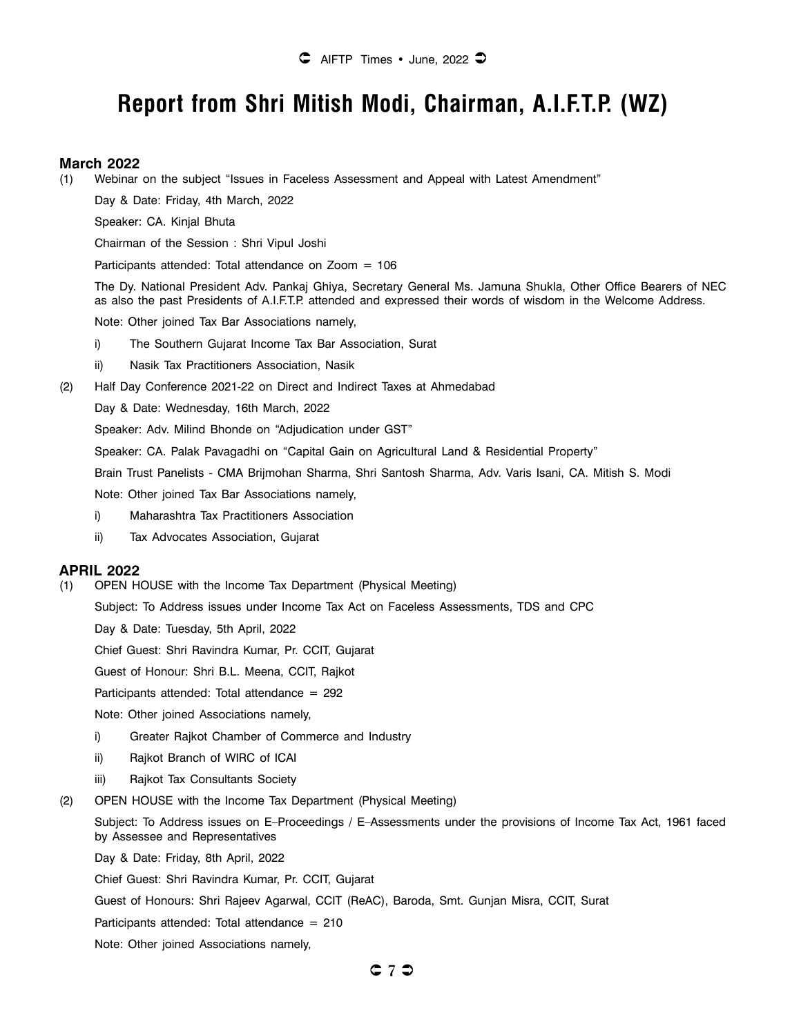# Report from Shri Mitish Modi, Chairman, A.I.F.T.P. (WZ)

## March 2022

(1) Webinar on the subject "Issues in Faceless Assessment and Appeal with Latest Amendment"

Day & Date: Friday, 4th March, 2022

Speaker: CA. Kinjal Bhuta

Chairman of the Session : Shri Vipul Joshi

Participants attended: Total attendance on Zoom = 106

The Dy. National President Adv. Pankaj Ghiya, Secretary General Ms. Jamuna Shukla, Other Office Bearers of NEC as also the past Presidents of A.I.F.T.P. attended and expressed their words of wisdom in the Welcome Address.

Note: Other joined Tax Bar Associations namely,

i) The Southern Gujarat Income Tax Bar Association, Surat

ii) Nasik Tax Practitioners Association, Nasik

(2) Half Day Conference 2021-22 on Direct and Indirect Taxes at Ahmedabad

Day & Date: Wednesday, 16th March, 2022

Speaker: Adv. Milind Bhonde on "Adjudication under GST"

Speaker: CA. Palak Pavagadhi on "Capital Gain on Agricultural Land & Residential Property"

Brain Trust Panelists - CMA Brijmohan Sharma, Shri Santosh Sharma, Adv. Varis Isani, CA. Mitish S. Modi

Note: Other joined Tax Bar Associations namely,

i) Maharashtra Tax Practitioners Association

ii) Tax Advocates Association, Gujarat

## APRIL 2022

(1) OPEN HOUSE with the Income Tax Department (Physical Meeting)

Subject: To Address issues under Income Tax Act on Faceless Assessments, TDS and CPC

Day & Date: Tuesday, 5th April, 2022

Chief Guest: Shri Ravindra Kumar, Pr. CCIT, Gujarat

Guest of Honour: Shri B.L. Meena, CCIT, Rajkot

Participants attended: Total attendance = 292

Note: Other joined Associations namely,

i) Greater Rajkot Chamber of Commerce and Industry

ii) Rajkot Branch of WIRC of ICAI

iii) Rajkot Tax Consultants Society

(2) OPEN HOUSE with the Income Tax Department (Physical Meeting)

Subject: To Address issues on E–Proceedings / E–Assessments under the provisions of Income Tax Act, 1961 faced by Assessee and Representatives

Day & Date: Friday, 8th April, 2022

Chief Guest: Shri Ravindra Kumar, Pr. CCIT, Gujarat

Guest of Honours: Shri Rajeev Agarwal, CCIT (ReAC), Baroda, Smt. Gunjan Misra, CCIT, Surat

Participants attended: Total attendance = 210

Note: Other joined Associations namely,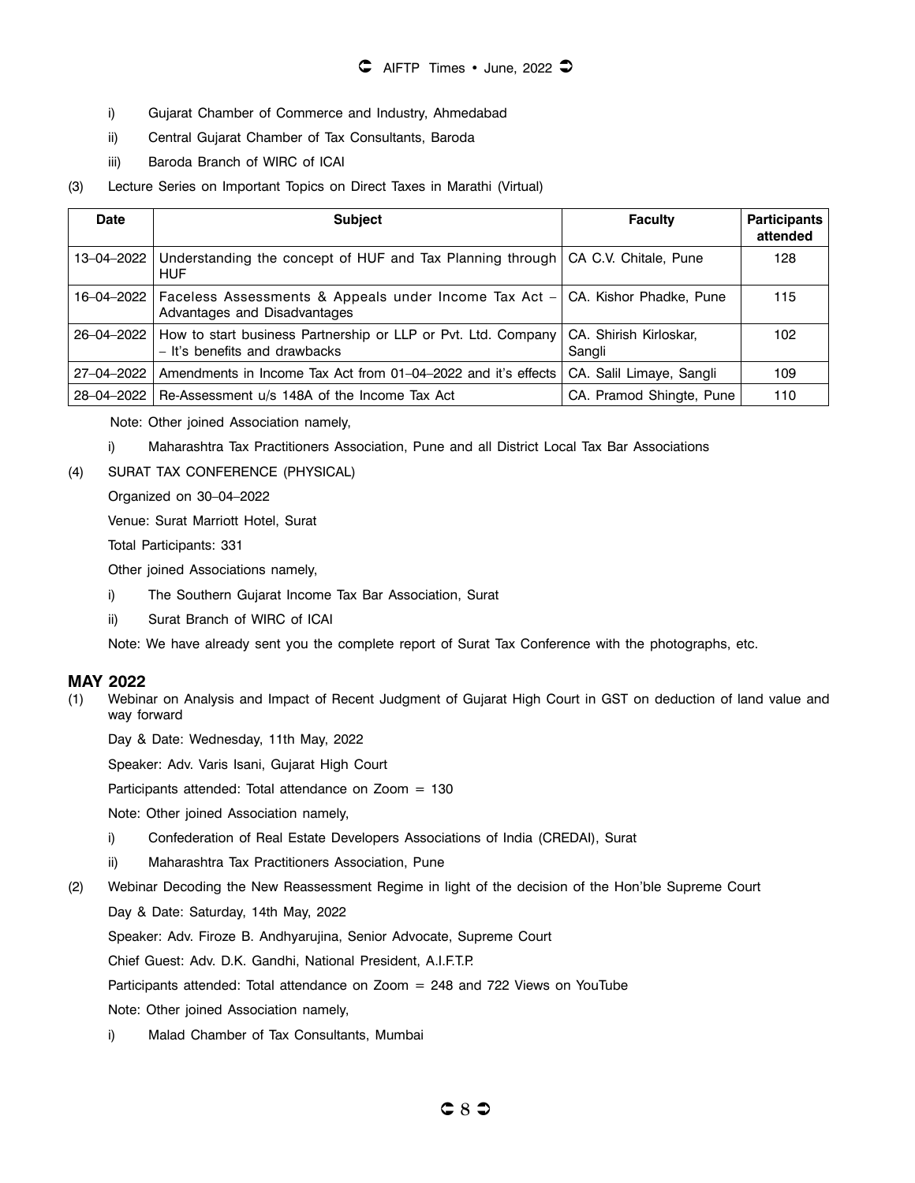i) Gujarat Chamber of Commerce and Industry, Ahmedabad

ii) Central Gujarat Chamber of Tax Consultants, Baroda

iii) Baroda Branch of WIRC of ICAI

(3) Lecture Series on Important Topics on Direct Taxes in Marathi (Virtual)

| Date | Subject | Faculty | Participants attended |
|---|---|---|---|
| 13–04–2022 | Understanding the concept of HUF and Tax Planning through HUF | CA C.V. Chitale, Pune | 128 |
| 16–04–2022 | Faceless Assessments & Appeals under Income Tax Act – Advantages and Disadvantages | CA. Kishor Phadke, Pune | 115 |
| 26–04–2022 | How to start business Partnership or LLP or Pvt. Ltd. Company – It's benefits and drawbacks | CA. Shirish Kirloskar, Sangli | 102 |
| 27–04–2022 | Amendments in Income Tax Act from 01–04–2022 and it's effects | CA. Salil Limaye, Sangli | 109 |
| 28–04–2022 | Re-Assessment u/s 148A of the Income Tax Act | CA. Pramod Shingte, Pune | 110 |

Note: Other joined Association namely,

i) Maharashtra Tax Practitioners Association, Pune and all District Local Tax Bar Associations

(4) SURAT TAX CONFERENCE (PHYSICAL)

Organized on 30–04–2022

Venue: Surat Marriott Hotel, Surat

Total Participants: 331

Other joined Associations namely,

i) The Southern Gujarat Income Tax Bar Association, Surat

ii) Surat Branch of WIRC of ICAI

Note: We have already sent you the complete report of Surat Tax Conference with the photographs, etc.

## MAY 2022

(1) Webinar on Analysis and Impact of Recent Judgment of Gujarat High Court in GST on deduction of land value and way forward

Day & Date: Wednesday, 11th May, 2022

Speaker: Adv. Varis Isani, Gujarat High Court

Participants attended: Total attendance on Zoom = 130

Note: Other joined Association namely,

i) Confederation of Real Estate Developers Associations of India (CREDAI), Surat

ii) Maharashtra Tax Practitioners Association, Pune

(2) Webinar Decoding the New Reassessment Regime in light of the decision of the Hon'ble Supreme Court

Day & Date: Saturday, 14th May, 2022

Speaker: Adv. Firoze B. Andhyarujina, Senior Advocate, Supreme Court

Chief Guest: Adv. D.K. Gandhi, National President, A.I.F.T.P.

Participants attended: Total attendance on Zoom = 248 and 722 Views on YouTube

Note: Other joined Association namely,

i) Malad Chamber of Tax Consultants, Mumbai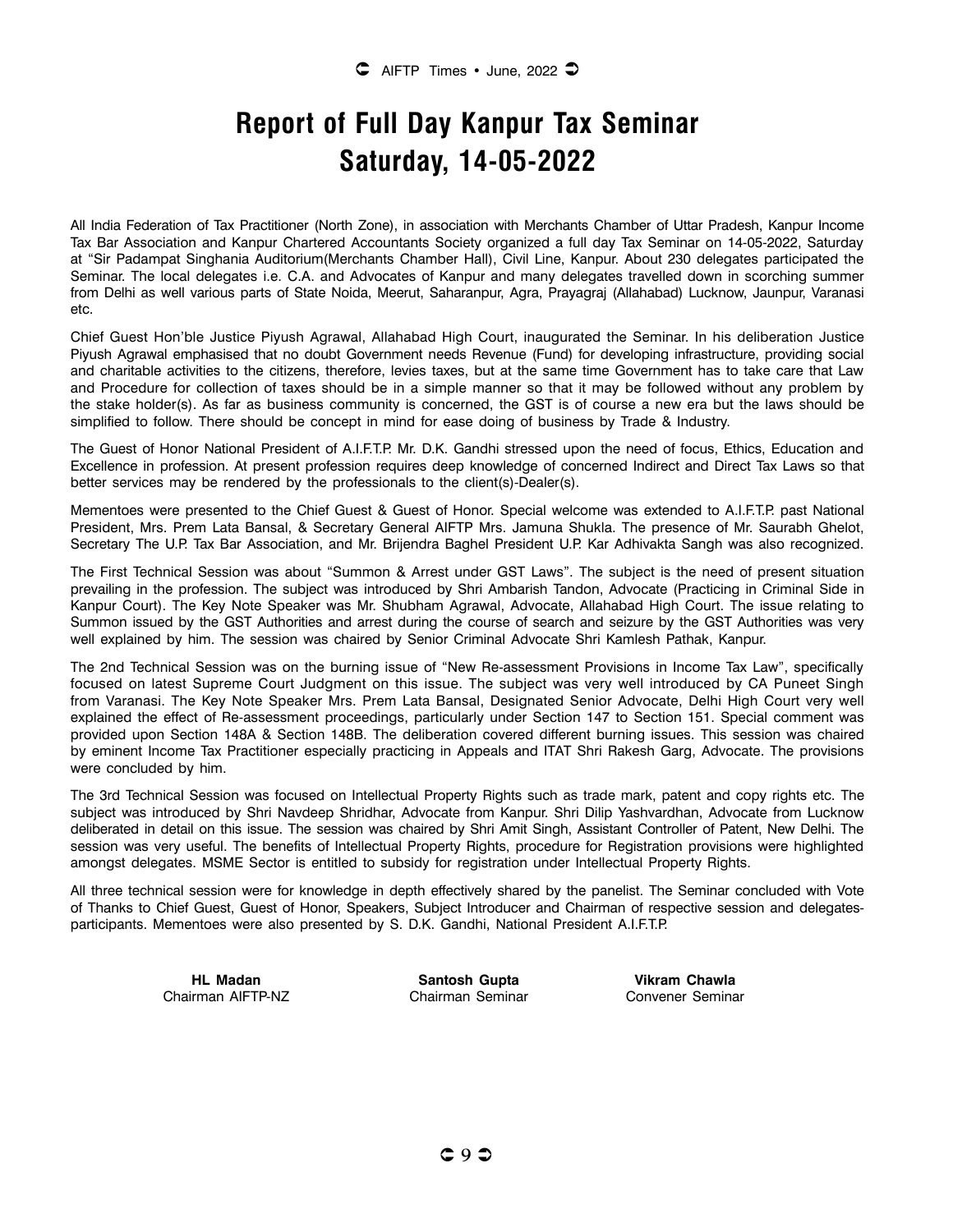# Report of Full Day Kanpur Tax Seminar
# Saturday, 14-05-2022

All India Federation of Tax Practitioner (North Zone), in association with Merchants Chamber of Uttar Pradesh, Kanpur Income Tax Bar Association and Kanpur Chartered Accountants Society organized a full day Tax Seminar on 14-05-2022, Saturday at "Sir Padampat Singhania Auditorium(Merchants Chamber Hall), Civil Line, Kanpur. About 230 delegates participated the Seminar. The local delegates i.e. C.A. and Advocates of Kanpur and many delegates travelled down in scorching summer from Delhi as well various parts of State Noida, Meerut, Saharanpur, Agra, Prayagraj (Allahabad) Lucknow, Jaunpur, Varanasi etc.

Chief Guest Hon'ble Justice Piyush Agrawal, Allahabad High Court, inaugurated the Seminar. In his deliberation Justice Piyush Agrawal emphasised that no doubt Government needs Revenue (Fund) for developing infrastructure, providing social and charitable activities to the citizens, therefore, levies taxes, but at the same time Government has to take care that Law and Procedure for collection of taxes should be in a simple manner so that it may be followed without any problem by the stake holder(s). As far as business community is concerned, the GST is of course a new era but the laws should be simplified to follow. There should be concept in mind for ease doing of business by Trade & Industry.

The Guest of Honor National President of A.I.F.T.P. Mr. D.K. Gandhi stressed upon the need of focus, Ethics, Education and Excellence in profession. At present profession requires deep knowledge of concerned Indirect and Direct Tax Laws so that better services may be rendered by the professionals to the client(s)-Dealer(s).

Mementoes were presented to the Chief Guest & Guest of Honor. Special welcome was extended to A.I.F.T.P. past National President, Mrs. Prem Lata Bansal, & Secretary General AIFTP Mrs. Jamuna Shukla. The presence of Mr. Saurabh Ghelot, Secretary The U.P. Tax Bar Association, and Mr. Brijendra Baghel President U.P. Kar Adhivakta Sangh was also recognized.

The First Technical Session was about "Summon & Arrest under GST Laws". The subject is the need of present situation prevailing in the profession. The subject was introduced by Shri Ambarish Tandon, Advocate (Practicing in Criminal Side in Kanpur Court). The Key Note Speaker was Mr. Shubham Agrawal, Advocate, Allahabad High Court. The issue relating to Summon issued by the GST Authorities and arrest during the course of search and seizure by the GST Authorities was very well explained by him. The session was chaired by Senior Criminal Advocate Shri Kamlesh Pathak, Kanpur.

The 2nd Technical Session was on the burning issue of "New Re-assessment Provisions in Income Tax Law", specifically focused on latest Supreme Court Judgment on this issue. The subject was very well introduced by CA Puneet Singh from Varanasi. The Key Note Speaker Mrs. Prem Lata Bansal, Designated Senior Advocate, Delhi High Court very well explained the effect of Re-assessment proceedings, particularly under Section 147 to Section 151. Special comment was provided upon Section 148A & Section 148B. The deliberation covered different burning issues. This session was chaired by eminent Income Tax Practitioner especially practicing in Appeals and ITAT Shri Rakesh Garg, Advocate. The provisions were concluded by him.

The 3rd Technical Session was focused on Intellectual Property Rights such as trade mark, patent and copy rights etc. The subject was introduced by Shri Navdeep Shridhar, Advocate from Kanpur. Shri Dilip Yashvardhan, Advocate from Lucknow deliberated in detail on this issue. The session was chaired by Shri Amit Singh, Assistant Controller of Patent, New Delhi. The session was very useful. The benefits of Intellectual Property Rights, procedure for Registration provisions were highlighted amongst delegates. MSME Sector is entitled to subsidy for registration under Intellectual Property Rights.

All three technical session were for knowledge in depth effectively shared by the panelist. The Seminar concluded with Vote of Thanks to Chief Guest, Guest of Honor, Speakers, Subject Introducer and Chairman of respective session and delegates-participants. Mementoes were also presented by S. D.K. Gandhi, National President A.I.F.T.P.

**HL Madan**
Chairman AIFTP-NZ

**Santosh Gupta**
Chairman Seminar

**Vikram Chawla**
Convener Seminar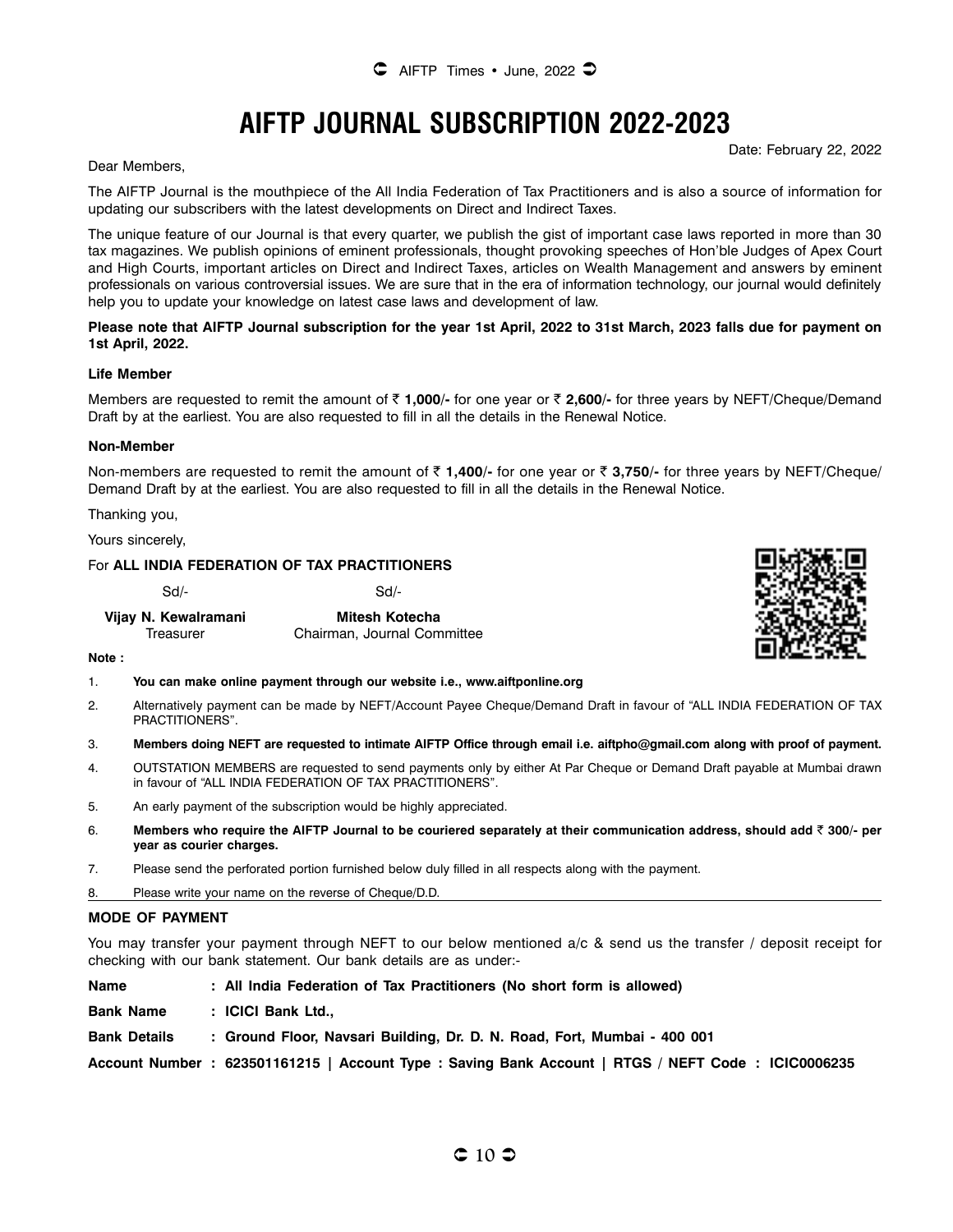# AIFTP JOURNAL SUBSCRIPTION 2022-2023

Date: February 22, 2022

Dear Members,

The AIFTP Journal is the mouthpiece of the All India Federation of Tax Practitioners and is also a source of information for updating our subscribers with the latest developments on Direct and Indirect Taxes.

The unique feature of our Journal is that every quarter, we publish the gist of important case laws reported in more than 30 tax magazines. We publish opinions of eminent professionals, thought provoking speeches of Hon'ble Judges of Apex Court and High Courts, important articles on Direct and Indirect Taxes, articles on Wealth Management and answers by eminent professionals on various controversial issues. We are sure that in the era of information technology, our journal would definitely help you to update your knowledge on latest case laws and development of law.

**Please note that AIFTP Journal subscription for the year 1st April, 2022 to 31st March, 2023 falls due for payment on 1st April, 2022.**

**Life Member**

Members are requested to remit the amount of ₹ **1,000/-** for one year or ₹ **2,600/-** for three years by NEFT/Cheque/Demand Draft by at the earliest. You are also requested to fill in all the details in the Renewal Notice.

**Non-Member**

Non-members are requested to remit the amount of ₹ **1,400/-** for one year or ₹ **3,750/-** for three years by NEFT/Cheque/ Demand Draft by at the earliest. You are also requested to fill in all the details in the Renewal Notice.

Thanking you,

Yours sincerely,

For **ALL INDIA FEDERATION OF TAX PRACTITIONERS**

| Sd/- | Sd/- |
|---|---|
| **Vijay N. Kewalramani** | **Mitesh Kotecha** |
| Treasurer | Chairman, Journal Committee |

**Note :**

1. **You can make online payment through our website i.e., www.aiftponline.org**
2. Alternatively payment can be made by NEFT/Account Payee Cheque/Demand Draft in favour of "ALL INDIA FEDERATION OF TAX PRACTITIONERS".
3. **Members doing NEFT are requested to intimate AIFTP Office through email i.e. aiftpho@gmail.com along with proof of payment.**
4. OUTSTATION MEMBERS are requested to send payments only by either At Par Cheque or Demand Draft payable at Mumbai drawn in favour of "ALL INDIA FEDERATION OF TAX PRACTITIONERS".
5. An early payment of the subscription would be highly appreciated.
6. **Members who require the AIFTP Journal to be couriered separately at their communication address, should add ₹ 300/- per year as courier charges.**
7. Please send the perforated portion furnished below duly filled in all respects along with the payment.
8. Please write your name on the reverse of Cheque/D.D.

**MODE OF PAYMENT**

You may transfer your payment through NEFT to our below mentioned a/c & send us the transfer / deposit receipt for checking with our bank statement. Our bank details are as under:-

**Name : All India Federation of Tax Practitioners (No short form is allowed)**

**Bank Name : ICICI Bank Ltd.,**

**Bank Details : Ground Floor, Navsari Building, Dr. D. N. Road, Fort, Mumbai - 400 001**

**Account Number : 623501161215 | Account Type : Saving Bank Account | RTGS / NEFT Code : ICIC0006235**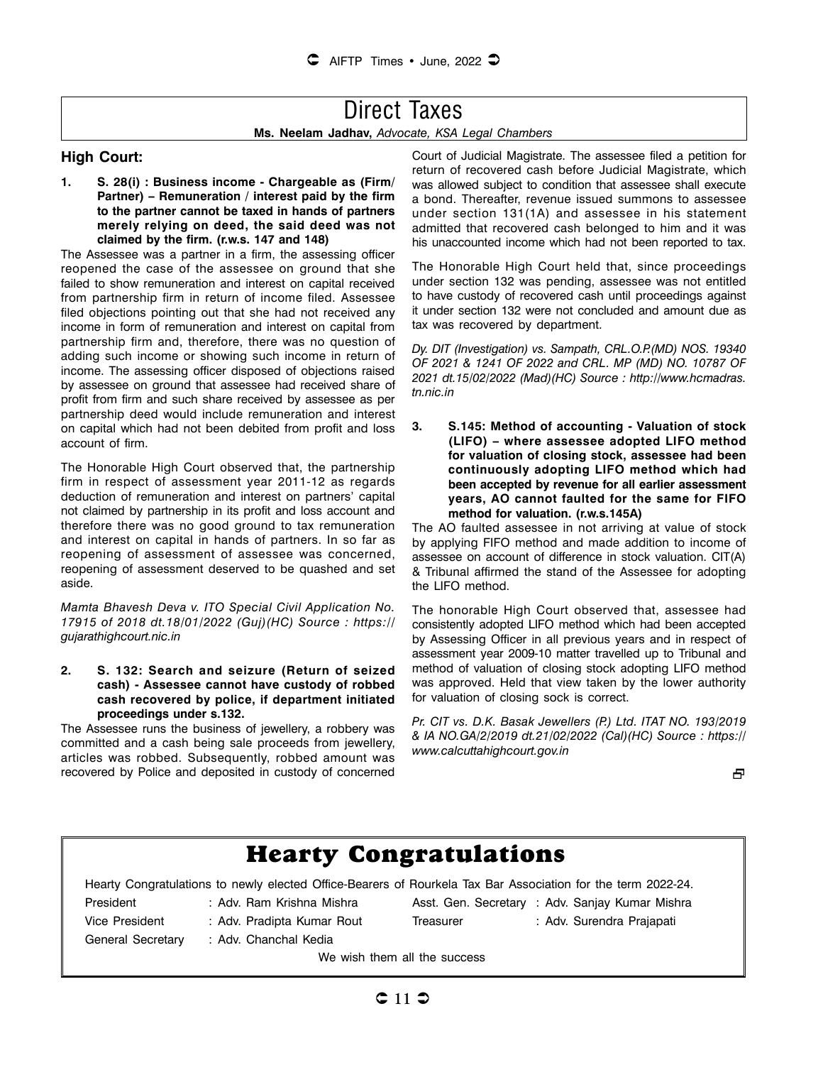# Direct Taxes

**Ms. Neelam Jadhav,** *Advocate, KSA Legal Chambers*

## High Court:

**1. S. 28(i) : Business income - Chargeable as (Firm/ Partner) – Remuneration / interest paid by the firm to the partner cannot be taxed in hands of partners merely relying on deed, the said deed was not claimed by the firm. (r.w.s. 147 and 148)**

The Assessee was a partner in a firm, the assessing officer reopened the case of the assessee on ground that she failed to show remuneration and interest on capital received from partnership firm in return of income filed. Assessee filed objections pointing out that she had not received any income in form of remuneration and interest on capital from partnership firm and, therefore, there was no question of adding such income or showing such income in return of income. The assessing officer disposed of objections raised by assessee on ground that assessee had received share of profit from firm and such share received by assessee as per partnership deed would include remuneration and interest on capital which had not been debited from profit and loss account of firm.

The Honorable High Court observed that, the partnership firm in respect of assessment year 2011-12 as regards deduction of remuneration and interest on partners' capital not claimed by partnership in its profit and loss account and therefore there was no good ground to tax remuneration and interest on capital in hands of partners. In so far as reopening of assessment of assessee was concerned, reopening of assessment deserved to be quashed and set aside.

*Mamta Bhavesh Deva v. ITO Special Civil Application No. 17915 of 2018 dt.18/01/2022 (Guj)(HC) Source : https:// gujarathighcourt.nic.in*

**2. S. 132: Search and seizure (Return of seized cash) - Assessee cannot have custody of robbed cash recovered by police, if department initiated proceedings under s.132.**

The Assessee runs the business of jewellery, a robbery was committed and a cash being sale proceeds from jewellery, articles was robbed. Subsequently, robbed amount was recovered by Police and deposited in custody of concerned Court of Judicial Magistrate. The assessee filed a petition for return of recovered cash before Judicial Magistrate, which was allowed subject to condition that assessee shall execute a bond. Thereafter, revenue issued summons to assessee under section 131(1A) and assessee in his statement admitted that recovered cash belonged to him and it was his unaccounted income which had not been reported to tax.

The Honorable High Court held that, since proceedings under section 132 was pending, assessee was not entitled to have custody of recovered cash until proceedings against it under section 132 were not concluded and amount due as tax was recovered by department.

*Dy. DIT (Investigation) vs. Sampath, CRL.O.P.(MD) NOS. 19340 OF 2021 & 1241 OF 2022 and CRL. MP (MD) NO. 10787 OF 2021 dt.15/02/2022 (Mad)(HC) Source : http://www.hcmadras. tn.nic.in*

**3. S.145: Method of accounting - Valuation of stock (LIFO) – where assessee adopted LIFO method for valuation of closing stock, assessee had been continuously adopting LIFO method which had been accepted by revenue for all earlier assessment years, AO cannot faulted for the same for FIFO method for valuation. (r.w.s.145A)**

The AO faulted assessee in not arriving at value of stock by applying FIFO method and made addition to income of assessee on account of difference in stock valuation. CIT(A) & Tribunal affirmed the stand of the Assessee for adopting the LIFO method.

The honorable High Court observed that, assessee had consistently adopted LIFO method which had been accepted by Assessing Officer in all previous years and in respect of assessment year 2009-10 matter travelled up to Tribunal and method of valuation of closing stock adopting LIFO method was approved. Held that view taken by the lower authority for valuation of closing sock is correct.

*Pr. CIT vs. D.K. Basak Jewellers (P.) Ltd. ITAT NO. 193/2019 & IA NO.GA/2/2019 dt.21/02/2022 (Cal)(HC) Source : https:// www.calcuttahighcourt.gov.in*

## Hearty Congratulations

Hearty Congratulations to newly elected Office-Bearers of Rourkela Tax Bar Association for the term 2022-24.

| | | | |
|---|---|---|---|
| President | : Adv. Ram Krishna Mishra | Asst. Gen. Secretary | : Adv. Sanjay Kumar Mishra |
| Vice President | : Adv. Pradipta Kumar Rout | Treasurer | : Adv. Surendra Prajapati |
| General Secretary | : Adv. Chanchal Kedia | | |

We wish them all the success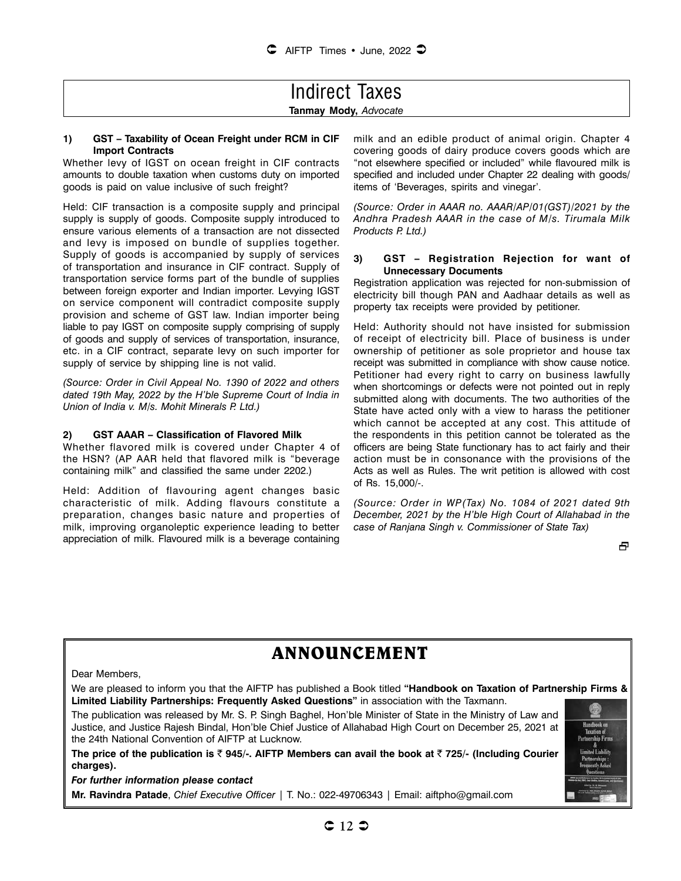# Indirect Taxes

**Tanmay Mody,** *Advocate*

### 1) GST – Taxability of Ocean Freight under RCM in CIF Import Contracts

Whether levy of IGST on ocean freight in CIF contracts amounts to double taxation when customs duty on imported goods is paid on value inclusive of such freight?

Held: CIF transaction is a composite supply and principal supply is supply of goods. Composite supply introduced to ensure various elements of a transaction are not dissected and levy is imposed on bundle of supplies together. Supply of goods is accompanied by supply of services of transportation and insurance in CIF contract. Supply of transportation service forms part of the bundle of supplies between foreign exporter and Indian importer. Levying IGST on service component will contradict composite supply provision and scheme of GST law. Indian importer being liable to pay IGST on composite supply comprising of supply of goods and supply of services of transportation, insurance, etc. in a CIF contract, separate levy on such importer for supply of service by shipping line is not valid.

*(Source: Order in Civil Appeal No. 1390 of 2022 and others dated 19th May, 2022 by the H'ble Supreme Court of India in Union of India v. M/s. Mohit Minerals P. Ltd.)*

### 2) GST AAAR – Classification of Flavored Milk

Whether flavored milk is covered under Chapter 4 of the HSN? (AP AAR held that flavored milk is "beverage containing milk" and classified the same under 2202.)

Held: Addition of flavouring agent changes basic characteristic of milk. Adding flavours constitute a preparation, changes basic nature and properties of milk, improving organoleptic experience leading to better appreciation of milk. Flavoured milk is a beverage containing milk and an edible product of animal origin. Chapter 4 covering goods of dairy produce covers goods which are "not elsewhere specified or included" while flavoured milk is specified and included under Chapter 22 dealing with goods/ items of 'Beverages, spirits and vinegar'.

*(Source: Order in AAAR no. AAAR/AP/01(GST)/2021 by the Andhra Pradesh AAAR in the case of M/s. Tirumala Milk Products P. Ltd.)*

### 3) GST – Registration Rejection for want of Unnecessary Documents

Registration application was rejected for non-submission of electricity bill though PAN and Aadhaar details as well as property tax receipts were provided by petitioner.

Held: Authority should not have insisted for submission of receipt of electricity bill. Place of business is under ownership of petitioner as sole proprietor and house tax receipt was submitted in compliance with show cause notice. Petitioner had every right to carry on business lawfully when shortcomings or defects were not pointed out in reply submitted along with documents. The two authorities of the State have acted only with a view to harass the petitioner which cannot be accepted at any cost. This attitude of the respondents in this petition cannot be tolerated as the officers are being State functionary has to act fairly and their action must be in consonance with the provisions of the Acts as well as Rules. The writ petition is allowed with cost of Rs. 15,000/-.

*(Source: Order in WP(Tax) No. 1084 of 2021 dated 9th December, 2021 by the H'ble High Court of Allahabad in the case of Ranjana Singh v. Commissioner of State Tax)*

## ANNOUNCEMENT

Dear Members,

We are pleased to inform you that the AIFTP has published a Book titled **"Handbook on Taxation of Partnership Firms & Limited Liability Partnerships: Frequently Asked Questions"** in association with the Taxmann.

The publication was released by Mr. S. P. Singh Baghel, Hon'ble Minister of State in the Ministry of Law and Justice, and Justice Rajesh Bindal, Hon'ble Chief Justice of Allahabad High Court on December 25, 2021 at the 24th National Convention of AIFTP at Lucknow.

**The price of the publication is ₹ 945/-. AIFTP Members can avail the book at ₹ 725/- (Including Courier charges).**

***For further information please contact***

**Mr. Ravindra Patade**, *Chief Executive Officer* | T. No.: 022-49706343 | Email: aiftpho@gmail.com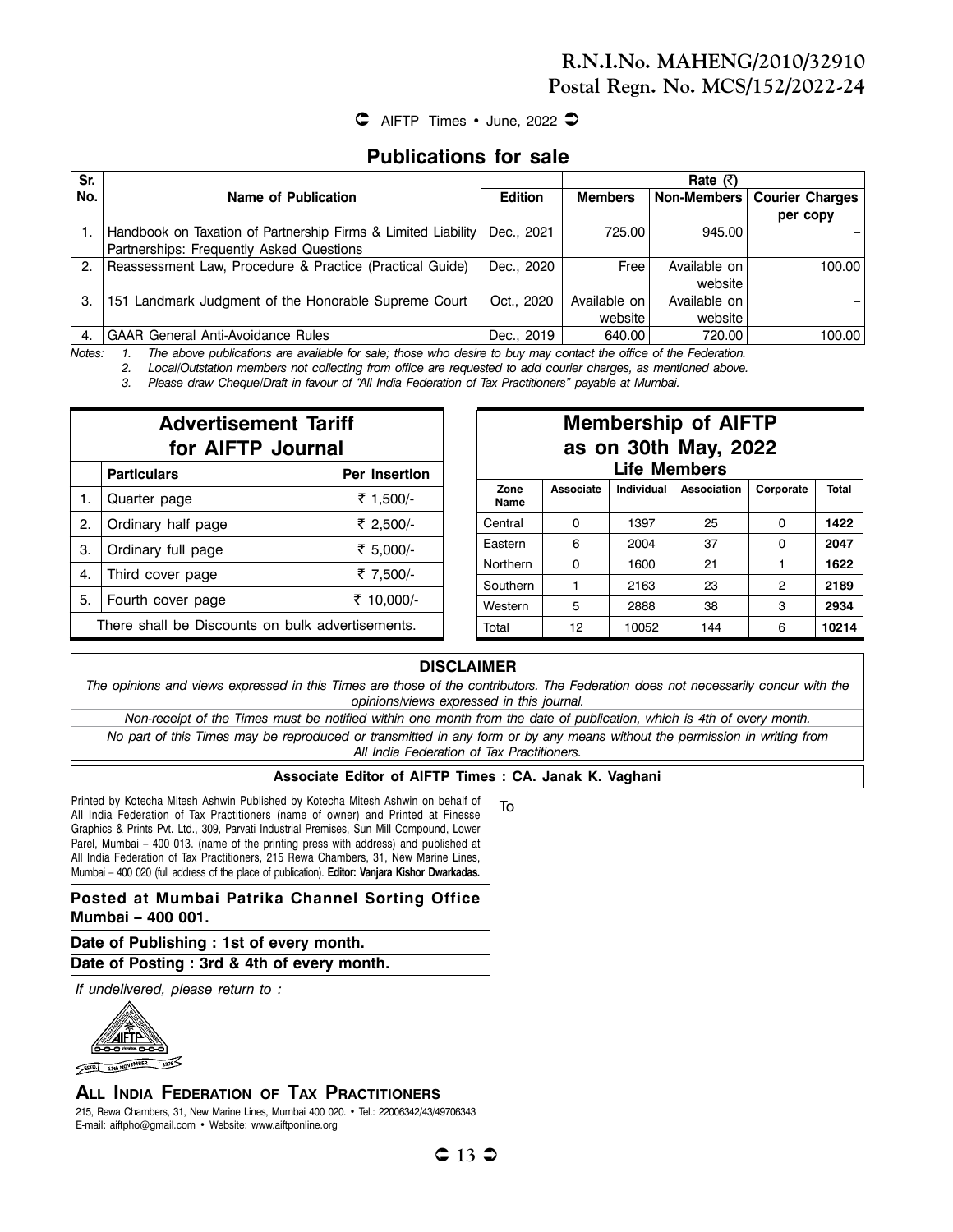R.N.I.No. MAHENG/2010/32910
Postal Regn. No. MCS/152/2022-24

## Publications for sale

| Sr. No. | Name of Publication | Edition | Rate (₹) Members | Non-Members | Courier Charges per copy |
|---|---|---|---|---|---|
| 1. | Handbook on Taxation of Partnership Firms & Limited Liability Partnerships: Frequently Asked Questions | Dec., 2021 | 725.00 | 945.00 | – |
| 2. | Reassessment Law, Procedure & Practice (Practical Guide) | Dec., 2020 | Free | Available on website | 100.00 |
| 3. | 151 Landmark Judgment of the Honorable Supreme Court | Oct., 2020 | Available on website | Available on website | – |
| 4. | GAAR General Anti-Avoidance Rules | Dec., 2019 | 640.00 | 720.00 | 100.00 |

*Notes: 1. The above publications are available for sale; those who desire to buy may contact the office of the Federation.*
*2. Local/Outstation members not collecting from office are requested to add courier charges, as mentioned above.*
*3. Please draw Cheque/Draft in favour of "All India Federation of Tax Practitioners" payable at Mumbai.*

## Advertisement Tariff for AIFTP Journal

| | Particulars | Per Insertion |
|---|---|---|
| 1. | Quarter page | ₹ 1,500/- |
| 2. | Ordinary half page | ₹ 2,500/- |
| 3. | Ordinary full page | ₹ 5,000/- |
| 4. | Third cover page | ₹ 7,500/- |
| 5. | Fourth cover page | ₹ 10,000/- |

There shall be Discounts on bulk advertisements.

## Membership of AIFTP as on 30th May, 2022

### Life Members

| Zone Name | Associate | Individual | Association | Corporate | Total |
|---|---|---|---|---|---|
| Central | 0 | 1397 | 25 | 0 | **1422** |
| Eastern | 6 | 2004 | 37 | 0 | **2047** |
| Northern | 0 | 1600 | 21 | 1 | **1622** |
| Southern | 1 | 2163 | 23 | 2 | **2189** |
| Western | 5 | 2888 | 38 | 3 | **2934** |
| Total | 12 | 10052 | 144 | 6 | **10214** |

### DISCLAIMER

*The opinions and views expressed in this Times are those of the contributors. The Federation does not necessarily concur with the opinions/views expressed in this journal.*

*Non-receipt of the Times must be notified within one month from the date of publication, which is 4th of every month.*

*No part of this Times may be reproduced or transmitted in any form or by any means without the permission in writing from All India Federation of Tax Practitioners.*

**Associate Editor of AIFTP Times : CA. Janak K. Vaghani**

Printed by Kotecha Mitesh Ashwin Published by Kotecha Mitesh Ashwin on behalf of All India Federation of Tax Practitioners (name of owner) and Printed at Finesse Graphics & Prints Pvt. Ltd., 309, Parvati Industrial Premises, Sun Mill Compound, Lower Parel, Mumbai – 400 013. (name of the printing press with address) and published at All India Federation of Tax Practitioners, 215 Rewa Chambers, 31, New Marine Lines, Mumbai – 400 020 (full address of the place of publication). **Editor: Vanjara Kishor Dwarkadas.**

**Posted at Mumbai Patrika Channel Sorting Office Mumbai – 400 001.**

**Date of Publishing : 1st of every month.**

**Date of Posting : 3rd & 4th of every month.**

*If undelivered, please return to :*

**ALL INDIA FEDERATION OF TAX PRACTITIONERS**

215, Rewa Chambers, 31, New Marine Lines, Mumbai 400 020. • Tel.: 22006342/43/49706343
E-mail: aiftpho@gmail.com • Website: www.aiftponline.org

To